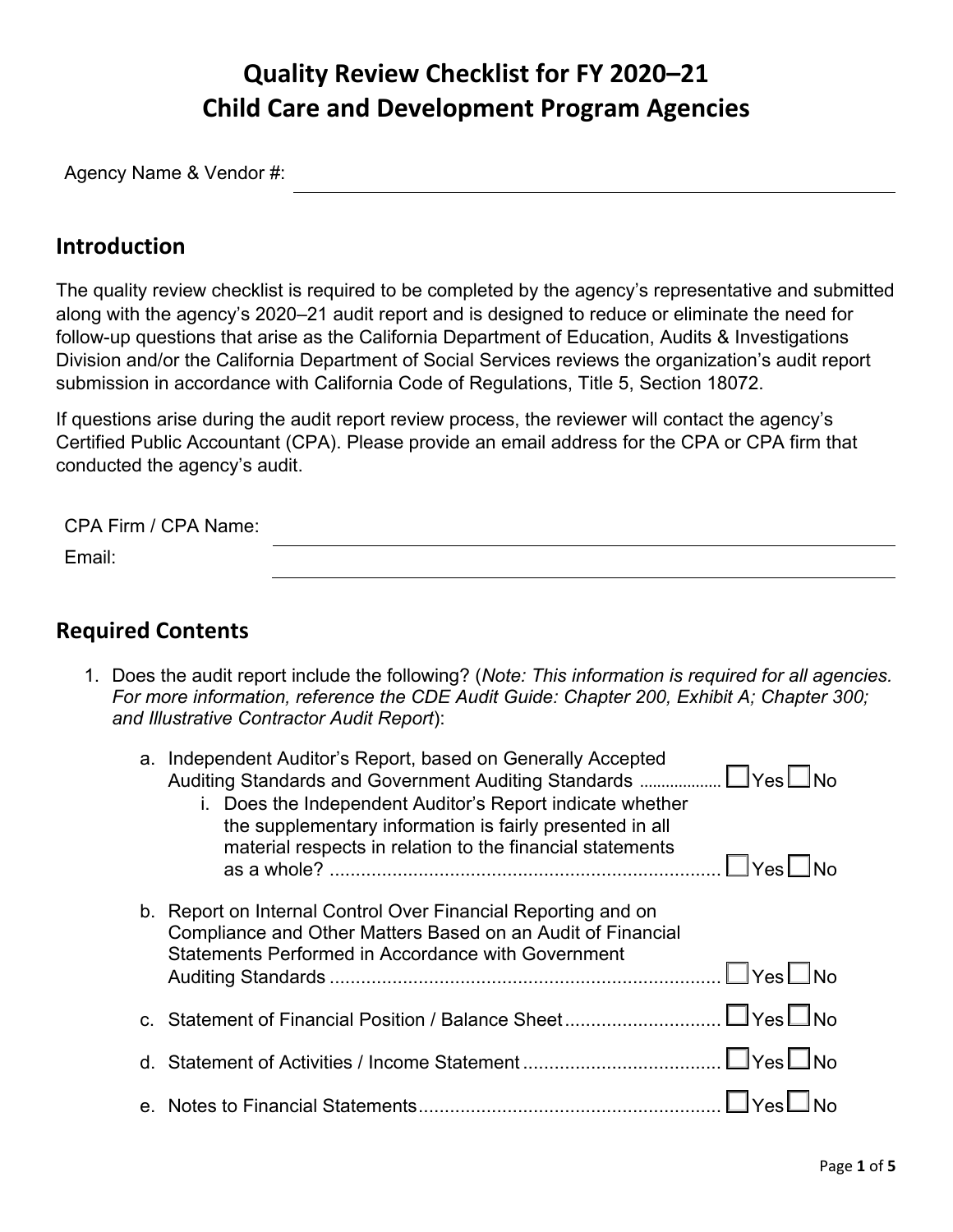# Quality Review Checklist for FY 2020–21 Child Care and Development Program Agencies

Agency Name & Vendor #: ____________________

## Introduction

The quality review checklist is required to be completed by the agency's representative and submitted along with the agency's 2020–21 audit report and is designed to reduce or eliminate the need for follow-up questions that arise as the California Department of Education, Audits & Investigations Division and/or the California Department of Social Services reviews the organization's audit report submission in accordance with California Code of Regulations, Title 5, Section 18072.

If questions arise during the audit report review process, the reviewer will contact the agency's Certified Public Accountant (CPA). Please provide an email address for the CPA or CPA firm that conducted the agency's audit.

CPA Firm / CPA Name: ____________________

Email: ____________________

## Required Contents

1. Does the audit report include the following? (*Note: This information is required for all agencies. For more information, reference the CDE Audit Guide: Chapter 200, Exhibit A; Chapter 300; and Illustrative Contractor Audit Report*):

   a. Independent Auditor's Report, based on Generally Accepted Auditing Standards and Government Auditing Standards .................. ☐ Yes ☐ No
      i. Does the Independent Auditor's Report indicate whether the supplementary information is fairly presented in all material respects in relation to the financial statements as a whole? .......................................................................... ☐ Yes ☐ No

   b. Report on Internal Control Over Financial Reporting and on Compliance and Other Matters Based on an Audit of Financial Statements Performed in Accordance with Government Auditing Standards .......................................................................... ☐ Yes ☐ No

   c. Statement of Financial Position / Balance Sheet .............................. ☐ Yes ☐ No

   d. Statement of Activities / Income Statement ...................................... ☐ Yes ☐ No

   e. Notes to Financial Statements.......................................................... ☐ Yes ☐ No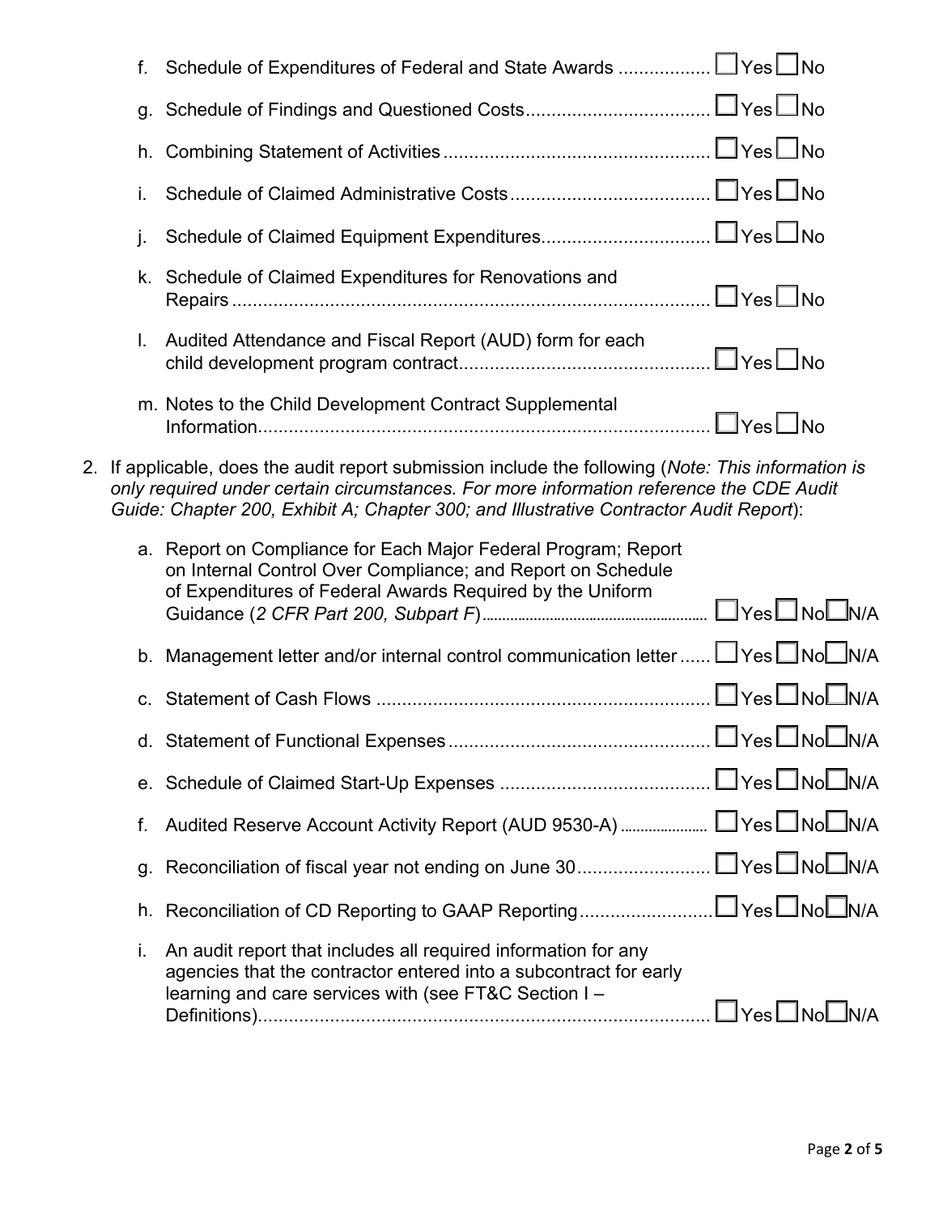f. Schedule of Expenditures of Federal and State Awards .................. ☐ Yes ☐ No

g. Schedule of Findings and Questioned Costs.................................... ☐ Yes ☐ No

h. Combining Statement of Activities .................................................... ☐ Yes ☐ No

i. Schedule of Claimed Administrative Costs ....................................... ☐ Yes ☐ No

j. Schedule of Claimed Equipment Expenditures................................. ☐ Yes ☐ No

k. Schedule of Claimed Expenditures for Renovations and Repairs ............................................................................................ ☐ Yes ☐ No

l. Audited Attendance and Fiscal Report (AUD) form for each child development program contract................................................. ☐ Yes ☐ No

m. Notes to the Child Development Contract Supplemental Information........................................................................................ ☐ Yes ☐ No

2. If applicable, does the audit report submission include the following (*Note: This information is only required under certain circumstances. For more information reference the CDE Audit Guide: Chapter 200, Exhibit A; Chapter 300; and Illustrative Contractor Audit Report*):

   a. Report on Compliance for Each Major Federal Program; Report on Internal Control Over Compliance; and Report on Schedule of Expenditures of Federal Awards Required by the Uniform Guidance (*2 CFR Part 200, Subpart F*)........................................................ ☐ Yes ☐ No ☐ N/A

   b. Management letter and/or internal control communication letter ...... ☐ Yes ☐ No ☐ N/A

   c. Statement of Cash Flows ................................................................. ☐ Yes ☐ No ☐ N/A

   d. Statement of Functional Expenses ................................................... ☐ Yes ☐ No ☐ N/A

   e. Schedule of Claimed Start-Up Expenses ......................................... ☐ Yes ☐ No ☐ N/A

   f. Audited Reserve Account Activity Report (AUD 9530-A) ...................... ☐ Yes ☐ No ☐ N/A

   g. Reconciliation of fiscal year not ending on June 30.......................... ☐ Yes ☐ No ☐ N/A

   h. Reconciliation of CD Reporting to GAAP Reporting.......................... ☐ Yes ☐ No ☐ N/A

   i. An audit report that includes all required information for any agencies that the contractor entered into a subcontract for early learning and care services with (see FT&C Section I – Definitions)......................................................................................... ☐ Yes ☐ No ☐ N/A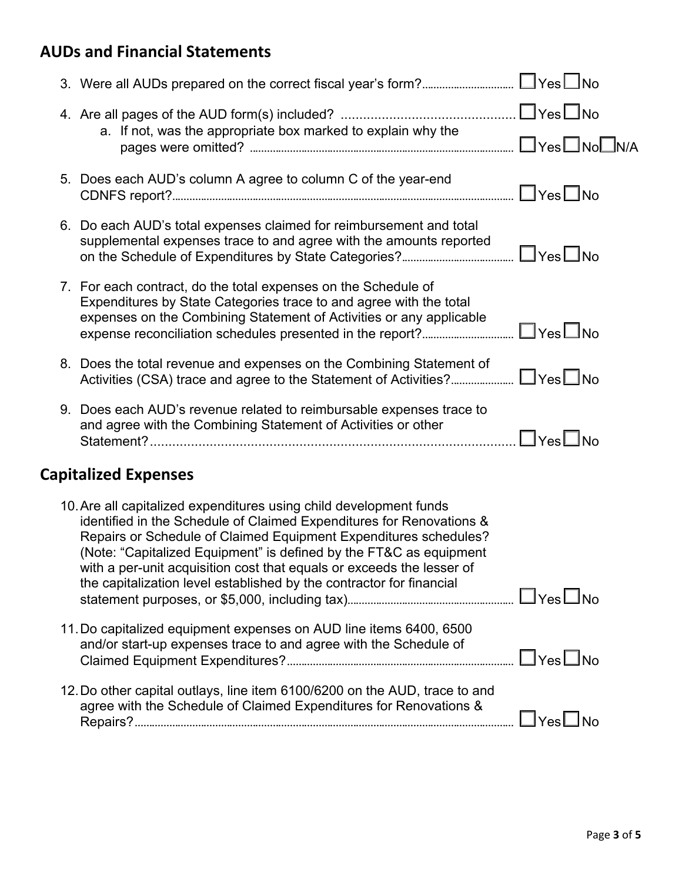## AUDs and Financial Statements

3. Were all AUDs prepared on the correct fiscal year's form? ☐ Yes ☐ No

4. Are all pages of the AUD form(s) included? ☐ Yes ☐ No
   a. If not, was the appropriate box marked to explain why the pages were omitted? ☐ Yes ☐ No ☐ N/A

5. Does each AUD's column A agree to column C of the year-end CDNFS report? ☐ Yes ☐ No

6. Do each AUD's total expenses claimed for reimbursement and total supplemental expenses trace to and agree with the amounts reported on the Schedule of Expenditures by State Categories? ☐ Yes ☐ No

7. For each contract, do the total expenses on the Schedule of Expenditures by State Categories trace to and agree with the total expenses on the Combining Statement of Activities or any applicable expense reconciliation schedules presented in the report? ☐ Yes ☐ No

8. Does the total revenue and expenses on the Combining Statement of Activities (CSA) trace and agree to the Statement of Activities? ☐ Yes ☐ No

9. Does each AUD's revenue related to reimbursable expenses trace to and agree with the Combining Statement of Activities or other Statement? ☐ Yes ☐ No

## Capitalized Expenses

10. Are all capitalized expenditures using child development funds identified in the Schedule of Claimed Expenditures for Renovations & Repairs or Schedule of Claimed Equipment Expenditures schedules? (Note: "Capitalized Equipment" is defined by the FT&C as equipment with a per-unit acquisition cost that equals or exceeds the lesser of the capitalization level established by the contractor for financial statement purposes, or $5,000, including tax) ☐ Yes ☐ No

11. Do capitalized equipment expenses on AUD line items 6400, 6500 and/or start-up expenses trace to and agree with the Schedule of Claimed Equipment Expenditures? ☐ Yes ☐ No

12. Do other capital outlays, line item 6100/6200 on the AUD, trace to and agree with the Schedule of Claimed Expenditures for Renovations & Repairs? ☐ Yes ☐ No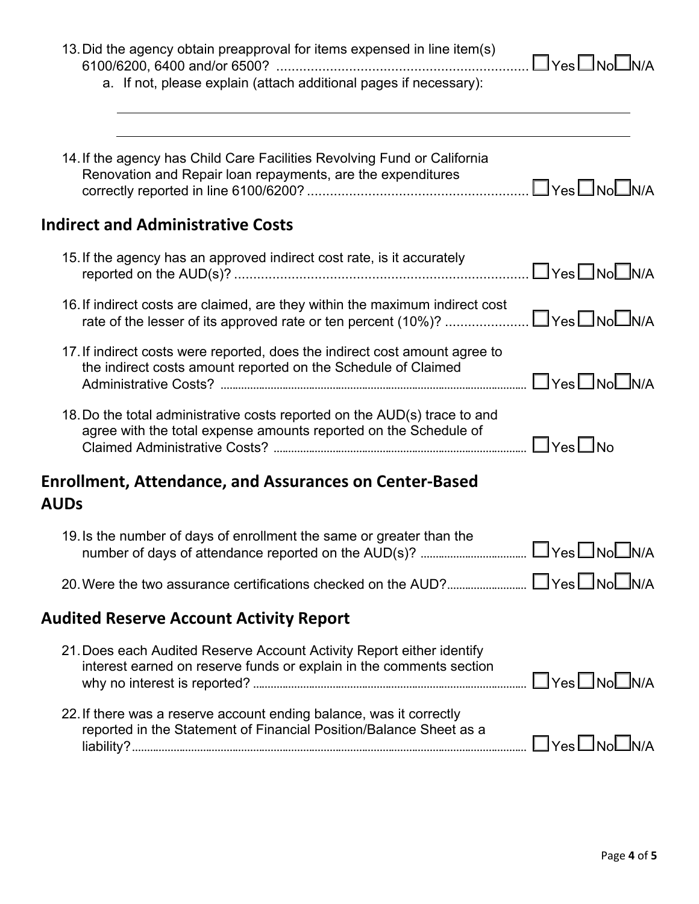13. Did the agency obtain preapproval for items expensed in line item(s) 6100/6200, 6400 and/or 6500? .................................................................. ☐ Yes ☐ No ☐ N/A
    a. If not, please explain (attach additional pages if necessary):

    ______________________________________________________________________

    ______________________________________________________________________

14. If the agency has Child Care Facilities Revolving Fund or California Renovation and Repair loan repayments, are the expenditures correctly reported in line 6100/6200? .......................................................... ☐ Yes ☐ No ☐ N/A

## Indirect and Administrative Costs

15. If the agency has an approved indirect cost rate, is it accurately reported on the AUD(s)? ............................................................................ ☐ Yes ☐ No ☐ N/A

16. If indirect costs are claimed, are they within the maximum indirect cost rate of the lesser of its approved rate or ten percent (10%)? ..................... ☐ Yes ☐ No ☐ N/A

17. If indirect costs were reported, does the indirect cost amount agree to the indirect costs amount reported on the Schedule of Claimed Administrative Costs? ........................................................................................................ ☐ Yes ☐ No ☐ N/A

18. Do the total administrative costs reported on the AUD(s) trace to and agree with the total expense amounts reported on the Schedule of Claimed Administrative Costs? ..................................................................................... ☐ Yes ☐ No

## Enrollment, Attendance, and Assurances on Center-Based AUDs

19. Is the number of days of enrollment the same or greater than the number of days of attendance reported on the AUD(s)? .................................... ☐ Yes ☐ No ☐ N/A

20. Were the two assurance certifications checked on the AUD?.......................... ☐ Yes ☐ No ☐ N/A

## Audited Reserve Account Activity Report

21. Does each Audited Reserve Account Activity Report either identify interest earned on reserve funds or explain in the comments section why no interest is reported? .......................................................................................... ☐ Yes ☐ No ☐ N/A

22. If there was a reserve account ending balance, was it correctly reported in the Statement of Financial Position/Balance Sheet as a liability?.......................................................................................................................... ☐ Yes ☐ No ☐ N/A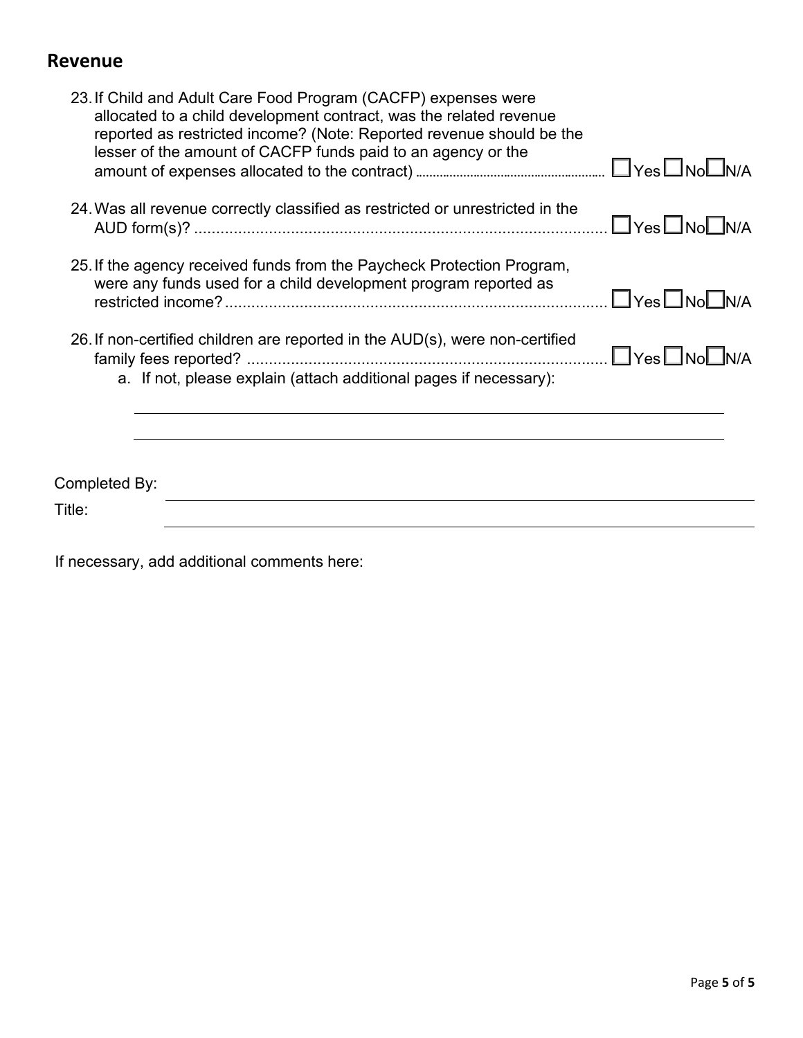## Revenue

23. If Child and Adult Care Food Program (CACFP) expenses were allocated to a child development contract, was the related revenue reported as restricted income? (Note: Reported revenue should be the lesser of the amount of CACFP funds paid to an agency or the amount of expenses allocated to the contract) ☐ Yes ☐ No ☐ N/A

24. Was all revenue correctly classified as restricted or unrestricted in the AUD form(s)? ☐ Yes ☐ No ☐ N/A

25. If the agency received funds from the Paycheck Protection Program, were any funds used for a child development program reported as restricted income? ☐ Yes ☐ No ☐ N/A

26. If non-certified children are reported in the AUD(s), were non-certified family fees reported? ☐ Yes ☐ No ☐ N/A
    a. If not, please explain (attach additional pages if necessary):

    ______________________________________________________________

    ______________________________________________________________

Completed By: ______________________________________________________________

Title: ______________________________________________________________

If necessary, add additional comments here: